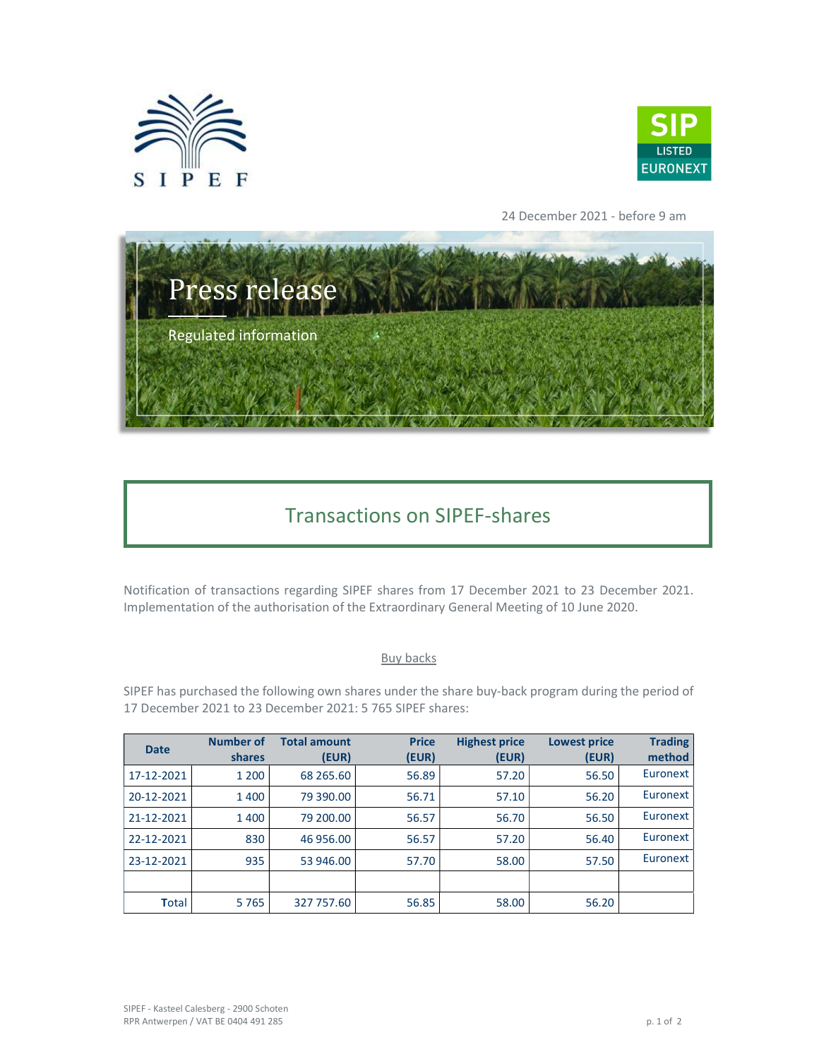24 December 2021 - before 9 am

# Press release

Regulated information

## Transactions on SIPEF-shares

Notification of transactions regarding SIPEF shares from 17 December 2021 to 23 December 2021. Implementation of the authorisation of the Extraordinary General Meeting of 10 June 2020.

### Buy backs

SIPEF has purchased the following own shares under the share buy-back program during the period of 17 December 2021 to 23 December 2021: 5 765 SIPEF shares:

| Date | Number of shares | Total amount (EUR) | Price (EUR) | Highest price (EUR) | Lowest price (EUR) | Trading method |
|---|---|---|---|---|---|---|
| 17-12-2021 | 1 200 | 68 265.60 | 56.89 | 57.20 | 56.50 | Euronext |
| 20-12-2021 | 1 400 | 79 390.00 | 56.71 | 57.10 | 56.20 | Euronext |
| 21-12-2021 | 1 400 | 79 200.00 | 56.57 | 56.70 | 56.50 | Euronext |
| 22-12-2021 | 830 | 46 956.00 | 56.57 | 57.20 | 56.40 | Euronext |
| 23-12-2021 | 935 | 53 946.00 | 57.70 | 58.00 | 57.50 | Euronext |
| | | | | | | |
| Total | 5 765 | 327 757.60 | 56.85 | 58.00 | 56.20 | |

SIPEF - Kasteel Calesberg - 2900 Schoten
RPR Antwerpen / VAT BE 0404 491 285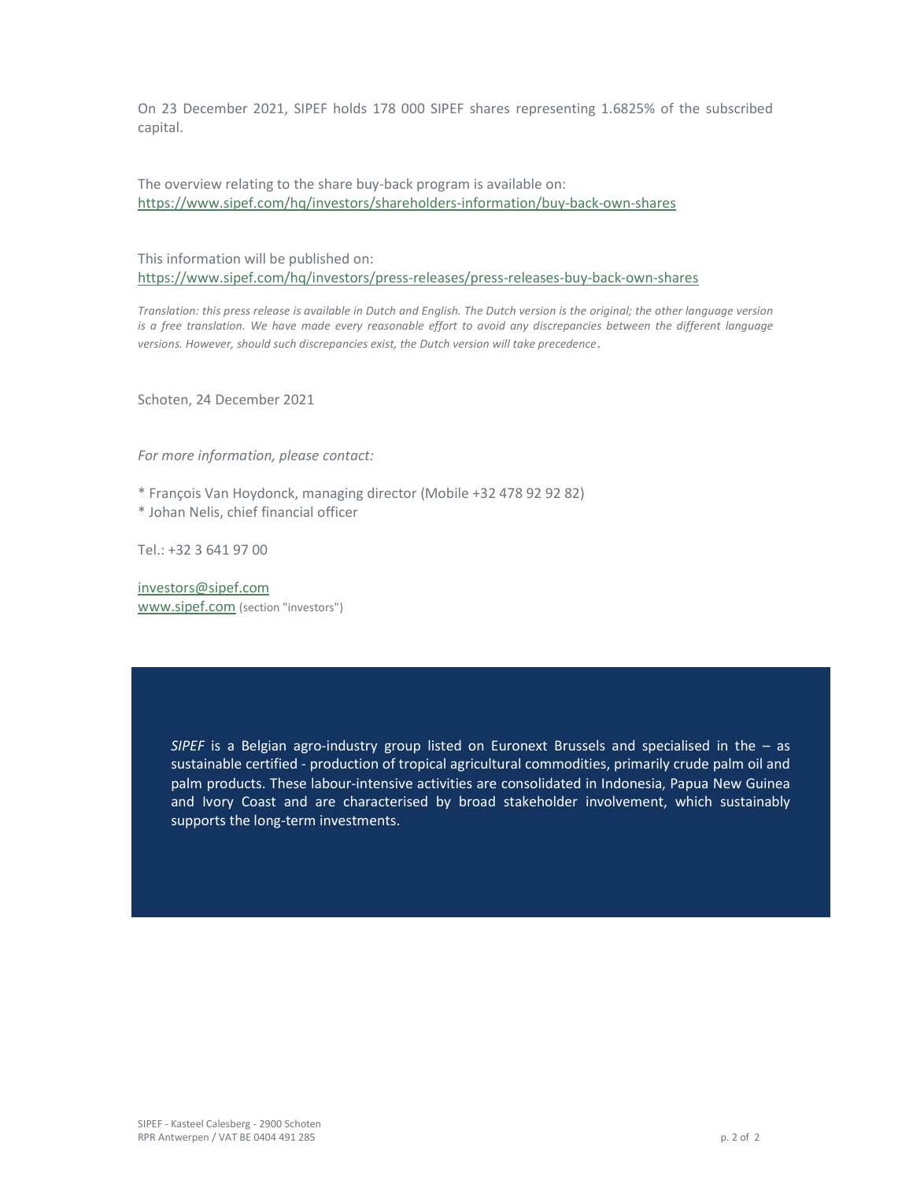On 23 December 2021, SIPEF holds 178 000 SIPEF shares representing 1.6825% of the subscribed capital.

The overview relating to the share buy-back program is available on:
https://www.sipef.com/hq/investors/shareholders-information/buy-back-own-shares

This information will be published on:
https://www.sipef.com/hq/investors/press-releases/press-releases-buy-back-own-shares

*Translation: this press release is available in Dutch and English. The Dutch version is the original; the other language version is a free translation. We have made every reasonable effort to avoid any discrepancies between the different language versions. However, should such discrepancies exist, the Dutch version will take precedence.*

Schoten, 24 December 2021

*For more information, please contact:*

* François Van Hoydonck, managing director (Mobile +32 478 92 92 82)
* Johan Nelis, chief financial officer

Tel.: +32 3 641 97 00

investors@sipef.com
www.sipef.com (section "investors")

*SIPEF* is a Belgian agro-industry group listed on Euronext Brussels and specialised in the – as sustainable certified - production of tropical agricultural commodities, primarily crude palm oil and palm products. These labour-intensive activities are consolidated in Indonesia, Papua New Guinea and Ivory Coast and are characterised by broad stakeholder involvement, which sustainably supports the long-term investments.

SIPEF - Kasteel Calesberg - 2900 Schoten
RPR Antwerpen / VAT BE 0404 491 285